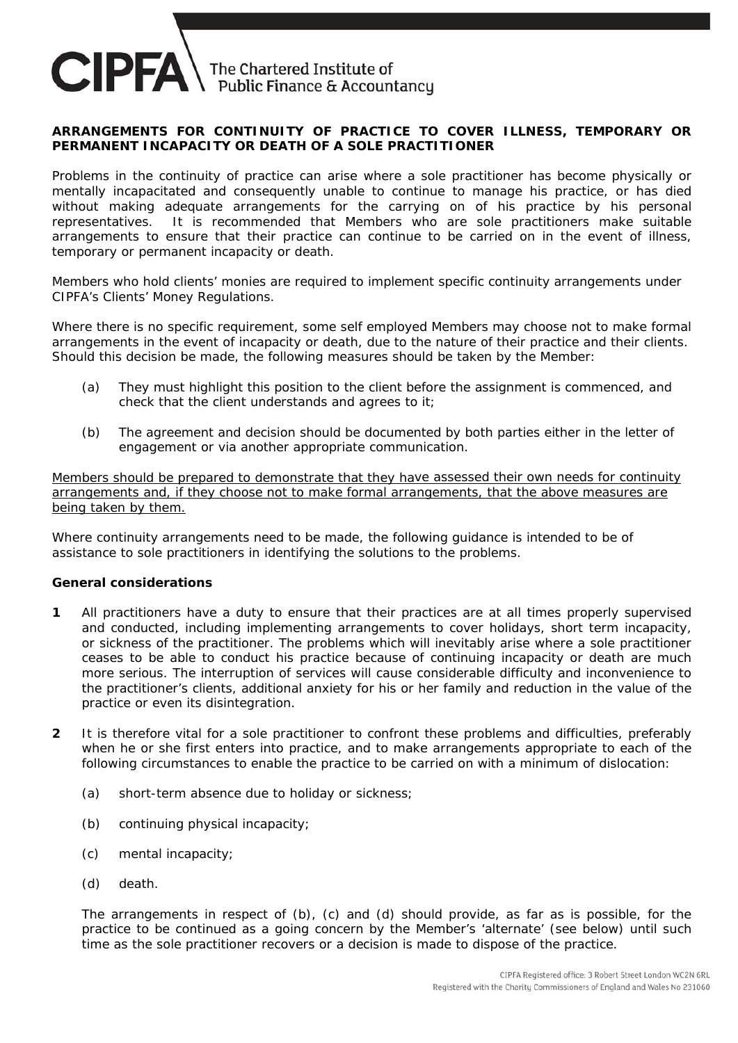**ARRANGEMENTS FOR CONTINUITY OF PRACTICE TO COVER ILLNESS, TEMPORARY OR PERMANENT INCAPACITY OR DEATH OF A SOLE PRACTITIONER**

Problems in the continuity of practice can arise where a sole practitioner has become physically or mentally incapacitated and consequently unable to continue to manage his practice, or has died without making adequate arrangements for the carrying on of his practice by his personal representatives. It is recommended that Members who are sole practitioners make suitable arrangements to ensure that their practice can continue to be carried on in the event of illness, temporary or permanent incapacity or death.

Members who hold clients' monies are required to implement specific continuity arrangements under CIPFA's Clients' Money Regulations.

Where there is no specific requirement, some self employed Members may choose not to make formal arrangements in the event of incapacity or death, due to the nature of their practice and their clients. Should this decision be made, the following measures should be taken by the Member:

(a) They must highlight this position to the client before the assignment is commenced, and check that the client understands and agrees to it;

(b) The agreement and decision should be documented by both parties either in the letter of engagement or via another appropriate communication.

<u>Members should be prepared to demonstrate that they have assessed their own needs for continuity arrangements and, if they choose not to make formal arrangements, that the above measures are being taken by them.</u>

Where continuity arrangements need to be made, the following guidance is intended to be of assistance to sole practitioners in identifying the solutions to the problems.

**General considerations**

**1** All practitioners have a duty to ensure that their practices are at all times properly supervised and conducted, including implementing arrangements to cover holidays, short term incapacity, or sickness of the practitioner. The problems which will inevitably arise where a sole practitioner ceases to be able to conduct his practice because of continuing incapacity or death are much more serious. The interruption of services will cause considerable difficulty and inconvenience to the practitioner's clients, additional anxiety for his or her family and reduction in the value of the practice or even its disintegration.

**2** It is therefore vital for a sole practitioner to confront these problems and difficulties, preferably when he or she first enters into practice, and to make arrangements appropriate to each of the following circumstances to enable the practice to be carried on with a minimum of dislocation:

(a) short-term absence due to holiday or sickness;

(b) continuing physical incapacity;

(c) mental incapacity;

(d) death.

The arrangements in respect of (b), (c) and (d) should provide, as far as is possible, for the practice to be continued as a going concern by the Member's 'alternate' (see below) until such time as the sole practitioner recovers or a decision is made to dispose of the practice.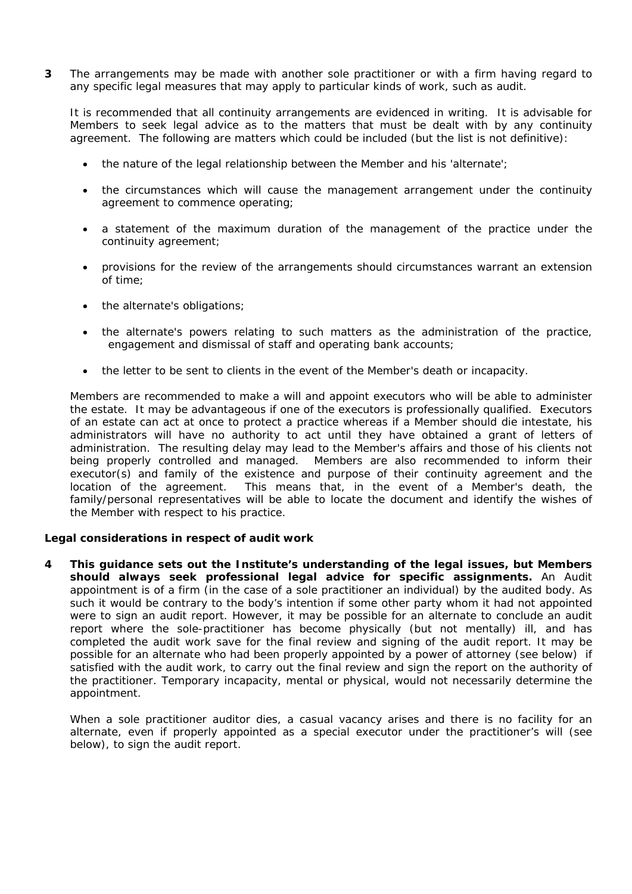**3** The arrangements may be made with another sole practitioner or with a firm having regard to any specific legal measures that may apply to particular kinds of work, such as audit.

It is recommended that all continuity arrangements are evidenced in writing. It is advisable for Members to seek legal advice as to the matters that must be dealt with by any continuity agreement. The following are matters which could be included (but the list is not definitive):

- the nature of the legal relationship between the Member and his 'alternate';
- the circumstances which will cause the management arrangement under the continuity agreement to commence operating;
- a statement of the maximum duration of the management of the practice under the continuity agreement;
- provisions for the review of the arrangements should circumstances warrant an extension of time;
- the alternate's obligations;
- the alternate's powers relating to such matters as the administration of the practice, engagement and dismissal of staff and operating bank accounts;
- the letter to be sent to clients in the event of the Member's death or incapacity.

Members are recommended to make a will and appoint executors who will be able to administer the estate. It may be advantageous if one of the executors is professionally qualified. Executors of an estate can act at once to protect a practice whereas if a Member should die intestate, his administrators will have no authority to act until they have obtained a grant of letters of administration. The resulting delay may lead to the Member's affairs and those of his clients not being properly controlled and managed. Members are also recommended to inform their executor(s) and family of the existence and purpose of their continuity agreement and the location of the agreement. This means that, in the event of a Member's death, the family/personal representatives will be able to locate the document and identify the wishes of the Member with respect to his practice.

**Legal considerations in respect of audit work**

**4** **This guidance sets out the Institute's understanding of the legal issues, but Members should always seek professional legal advice for specific assignments.** An Audit appointment is of a firm (in the case of a sole practitioner an individual) by the audited body. As such it would be contrary to the body's intention if some other party whom it had not appointed were to sign an audit report. However, it may be possible for an alternate to conclude an audit report where the sole-practitioner has become physically (but not mentally) ill, and has completed the audit work save for the final review and signing of the audit report. It may be possible for an alternate who had been properly appointed by a power of attorney (see below) if satisfied with the audit work, to carry out the final review and sign the report on the authority of the practitioner. Temporary incapacity, mental or physical, would not necessarily determine the appointment.

When a sole practitioner auditor dies, a casual vacancy arises and there is no facility for an alternate, even if properly appointed as a special executor under the practitioner's will (see below), to sign the audit report.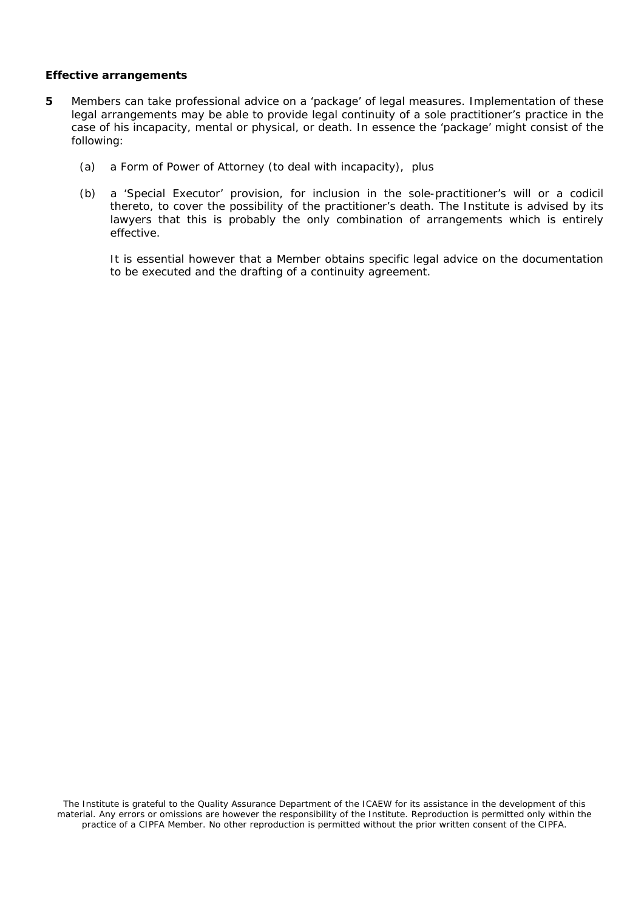### Effective arrangements

**5** Members can take professional advice on a 'package' of legal measures. Implementation of these legal arrangements may be able to provide legal continuity of a sole practitioner's practice in the case of his incapacity, mental or physical, or death. In essence the 'package' might consist of the following:

(a) a Form of Power of Attorney (to deal with incapacity), plus

(b) a 'Special Executor' provision, for inclusion in the sole-practitioner's will or a codicil thereto, to cover the possibility of the practitioner's death. The Institute is advised by its lawyers that this is probably the only combination of arrangements which is entirely effective.

It is essential however that a Member obtains specific legal advice on the documentation to be executed and the drafting of a continuity agreement.

The Institute is grateful to the Quality Assurance Department of the ICAEW for its assistance in the development of this material. Any errors or omissions are however the responsibility of the Institute. Reproduction is permitted only within the practice of a CIPFA Member. No other reproduction is permitted without the prior written consent of the CIPFA.